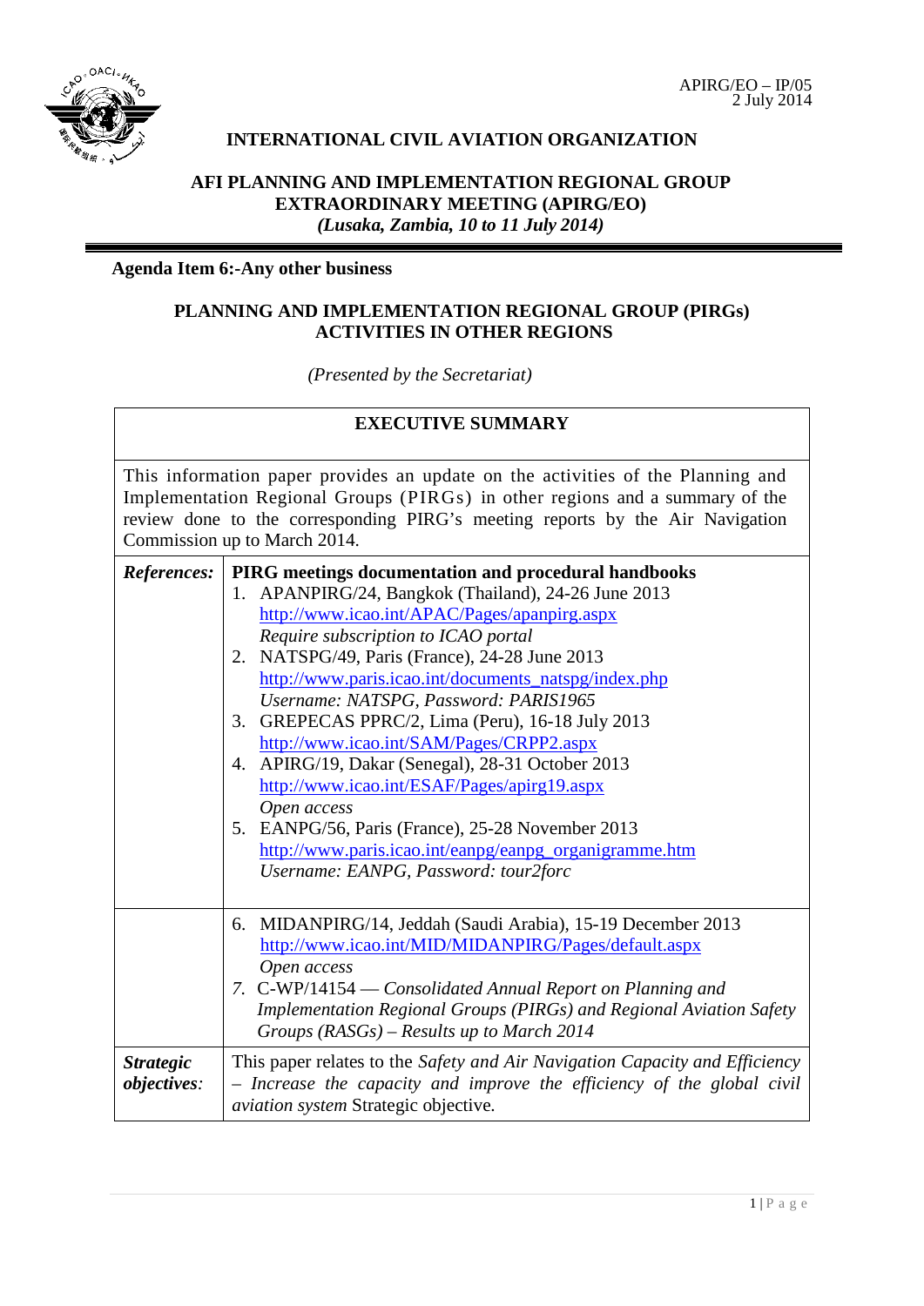APIRG/EO – IP/05
2 July 2014

**INTERNATIONAL CIVIL AVIATION ORGANIZATION**

**AFI PLANNING AND IMPLEMENTATION REGIONAL GROUP EXTRAORDINARY MEETING (APIRG/EO)**
***(Lusaka, Zambia, 10 to 11 July 2014)***

**Agenda Item 6:-Any other business**

## PLANNING AND IMPLEMENTATION REGIONAL GROUP (PIRGs) ACTIVITIES IN OTHER REGIONS

*(Presented by the Secretariat)*

| EXECUTIVE SUMMARY | |
|---|---|
| This information paper provides an update on the activities of the Planning and Implementation Regional Groups (PIRGs) in other regions and a summary of the review done to the corresponding PIRG's meeting reports by the Air Navigation Commission up to March 2014. | |
| ***References:*** | **PIRG meetings documentation and procedural handbooks**<br>1. APANPIRG/24, Bangkok (Thailand), 24-26 June 2013<br>http://www.icao.int/APAC/Pages/apanpirg.aspx<br>*Require subscription to ICAO portal*<br>2. NATSPG/49, Paris (France), 24-28 June 2013<br>http://www.paris.icao.int/documents_natspg/index.php<br>*Username: NATSPG, Password: PARIS1965*<br>3. GREPECAS PPRC/2, Lima (Peru), 16-18 July 2013<br>http://www.icao.int/SAM/Pages/CRPP2.aspx<br>4. APIRG/19, Dakar (Senegal), 28-31 October 2013<br>http://www.icao.int/ESAF/Pages/apirg19.aspx<br>*Open access*<br>5. EANPG/56, Paris (France), 25-28 November 2013<br>http://www.paris.icao.int/eanpg/eanpg_organigramme.htm<br>*Username: EANPG, Password: tour2forc* |
| | 6. MIDANPIRG/14, Jeddah (Saudi Arabia), 15-19 December 2013<br>http://www.icao.int/MID/MIDANPIRG/Pages/default.aspx<br>*Open access*<br>7. C-WP/14154 — *Consolidated Annual Report on Planning and Implementation Regional Groups (PIRGs) and Regional Aviation Safety Groups (RASGs) – Results up to March 2014* |
| ***Strategic objectives:*** | This paper relates to the *Safety and Air Navigation Capacity and Efficiency – Increase the capacity and improve the efficiency of the global civil aviation system* Strategic objective. |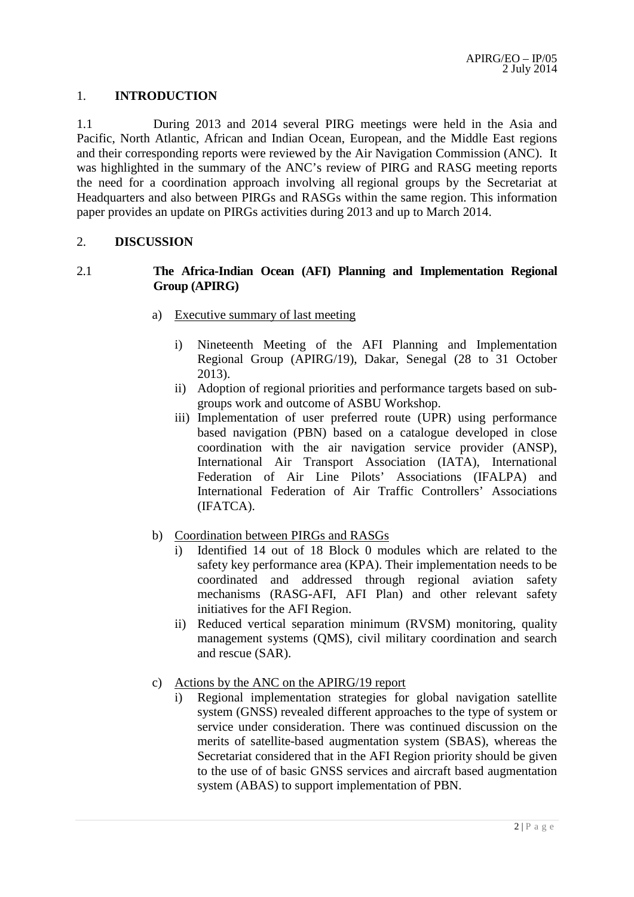## 1. INTRODUCTION

1.1 During 2013 and 2014 several PIRG meetings were held in the Asia and Pacific, North Atlantic, African and Indian Ocean, European, and the Middle East regions and their corresponding reports were reviewed by the Air Navigation Commission (ANC). It was highlighted in the summary of the ANC's review of PIRG and RASG meeting reports the need for a coordination approach involving all regional groups by the Secretariat at Headquarters and also between PIRGs and RASGs within the same region. This information paper provides an update on PIRGs activities during 2013 and up to March 2014.

## 2. DISCUSSION

### 2.1 The Africa-Indian Ocean (AFI) Planning and Implementation Regional Group (APIRG)

a) Executive summary of last meeting

   i) Nineteenth Meeting of the AFI Planning and Implementation Regional Group (APIRG/19), Dakar, Senegal (28 to 31 October 2013).
   
   ii) Adoption of regional priorities and performance targets based on sub-groups work and outcome of ASBU Workshop.
   
   iii) Implementation of user preferred route (UPR) using performance based navigation (PBN) based on a catalogue developed in close coordination with the air navigation service provider (ANSP), International Air Transport Association (IATA), International Federation of Air Line Pilots' Associations (IFALPA) and International Federation of Air Traffic Controllers' Associations (IFATCA).

b) Coordination between PIRGs and RASGs

   i) Identified 14 out of 18 Block 0 modules which are related to the safety key performance area (KPA). Their implementation needs to be coordinated and addressed through regional aviation safety mechanisms (RASG-AFI, AFI Plan) and other relevant safety initiatives for the AFI Region.
   
   ii) Reduced vertical separation minimum (RVSM) monitoring, quality management systems (QMS), civil military coordination and search and rescue (SAR).

c) Actions by the ANC on the APIRG/19 report

   i) Regional implementation strategies for global navigation satellite system (GNSS) revealed different approaches to the type of system or service under consideration. There was continued discussion on the merits of satellite-based augmentation system (SBAS), whereas the Secretariat considered that in the AFI Region priority should be given to the use of of basic GNSS services and aircraft based augmentation system (ABAS) to support implementation of PBN.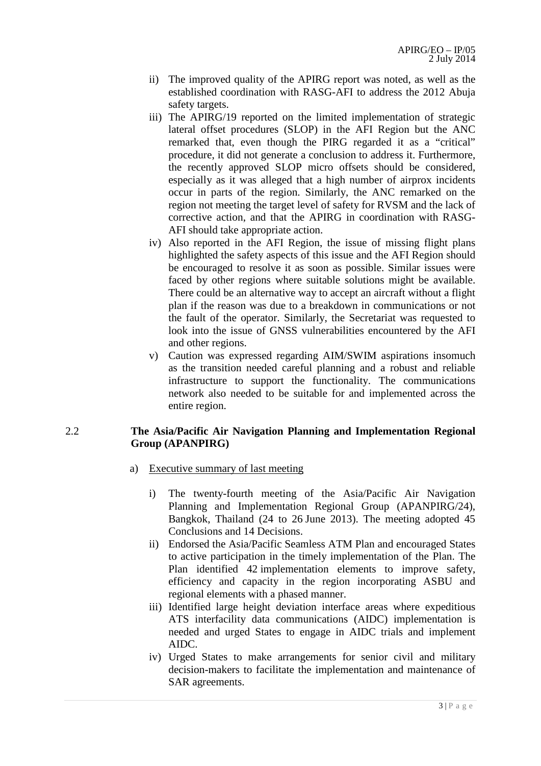ii) The improved quality of the APIRG report was noted, as well as the established coordination with RASG-AFI to address the 2012 Abuja safety targets.

iii) The APIRG/19 reported on the limited implementation of strategic lateral offset procedures (SLOP) in the AFI Region but the ANC remarked that, even though the PIRG regarded it as a "critical" procedure, it did not generate a conclusion to address it. Furthermore, the recently approved SLOP micro offsets should be considered, especially as it was alleged that a high number of airprox incidents occur in parts of the region. Similarly, the ANC remarked on the region not meeting the target level of safety for RVSM and the lack of corrective action, and that the APIRG in coordination with RASG-AFI should take appropriate action.

iv) Also reported in the AFI Region, the issue of missing flight plans highlighted the safety aspects of this issue and the AFI Region should be encouraged to resolve it as soon as possible. Similar issues were faced by other regions where suitable solutions might be available. There could be an alternative way to accept an aircraft without a flight plan if the reason was due to a breakdown in communications or not the fault of the operator. Similarly, the Secretariat was requested to look into the issue of GNSS vulnerabilities encountered by the AFI and other regions.

v) Caution was expressed regarding AIM/SWIM aspirations insomuch as the transition needed careful planning and a robust and reliable infrastructure to support the functionality. The communications network also needed to be suitable for and implemented across the entire region.

## 2.2 The Asia/Pacific Air Navigation Planning and Implementation Regional Group (APANPIRG)

a) Executive summary of last meeting

i) The twenty-fourth meeting of the Asia/Pacific Air Navigation Planning and Implementation Regional Group (APANPIRG/24), Bangkok, Thailand (24 to 26 June 2013). The meeting adopted 45 Conclusions and 14 Decisions.

ii) Endorsed the Asia/Pacific Seamless ATM Plan and encouraged States to active participation in the timely implementation of the Plan. The Plan identified 42 implementation elements to improve safety, efficiency and capacity in the region incorporating ASBU and regional elements with a phased manner.

iii) Identified large height deviation interface areas where expeditious ATS interfacility data communications (AIDC) implementation is needed and urged States to engage in AIDC trials and implement AIDC.

iv) Urged States to make arrangements for senior civil and military decision-makers to facilitate the implementation and maintenance of SAR agreements.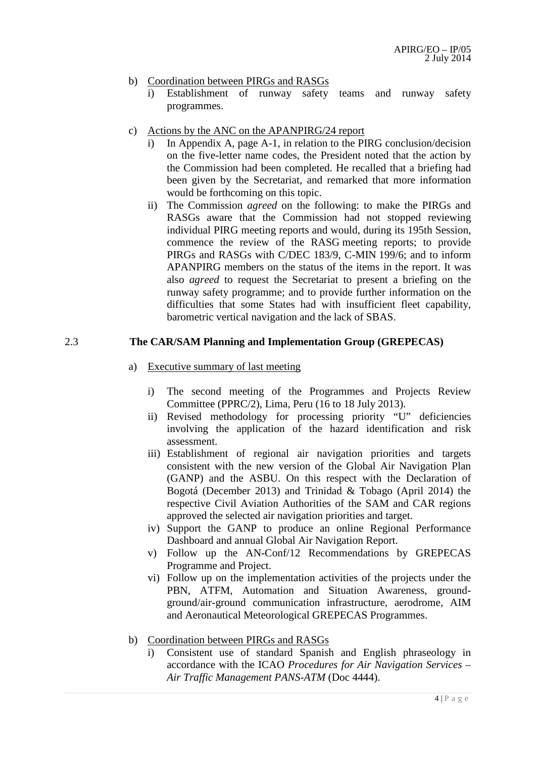b) Coordination between PIRGs and RASGs
    i) Establishment of runway safety teams and runway safety programmes.

c) Actions by the ANC on the APANPIRG/24 report
    i) In Appendix A, page A-1, in relation to the PIRG conclusion/decision on the five-letter name codes, the President noted that the action by the Commission had been completed. He recalled that a briefing had been given by the Secretariat, and remarked that more information would be forthcoming on this topic.
    ii) The Commission *agreed* on the following: to make the PIRGs and RASGs aware that the Commission had not stopped reviewing individual PIRG meeting reports and would, during its 195th Session, commence the review of the RASG meeting reports; to provide PIRGs and RASGs with C/DEC 183/9, C-MIN 199/6; and to inform APANPIRG members on the status of the items in the report. It was also *agreed* to request the Secretariat to present a briefing on the runway safety programme; and to provide further information on the difficulties that some States had with insufficient fleet capability, barometric vertical navigation and the lack of SBAS.

## 2.3 The CAR/SAM Planning and Implementation Group (GREPECAS)

a) Executive summary of last meeting

    i) The second meeting of the Programmes and Projects Review Committee (PPRC/2), Lima, Peru (16 to 18 July 2013).
    ii) Revised methodology for processing priority "U" deficiencies involving the application of the hazard identification and risk assessment.
    iii) Establishment of regional air navigation priorities and targets consistent with the new version of the Global Air Navigation Plan (GANP) and the ASBU. On this respect with the Declaration of Bogotá (December 2013) and Trinidad & Tobago (April 2014) the respective Civil Aviation Authorities of the SAM and CAR regions approved the selected air navigation priorities and target.
    iv) Support the GANP to produce an online Regional Performance Dashboard and annual Global Air Navigation Report.
    v) Follow up the AN-Conf/12 Recommendations by GREPECAS Programme and Project.
    vi) Follow up on the implementation activities of the projects under the PBN, ATFM, Automation and Situation Awareness, ground-ground/air-ground communication infrastructure, aerodrome, AIM and Aeronautical Meteorological GREPECAS Programmes.

b) Coordination between PIRGs and RASGs
    i) Consistent use of standard Spanish and English phraseology in accordance with the ICAO *Procedures for Air Navigation Services – Air Traffic Management PANS-ATM* (Doc 4444).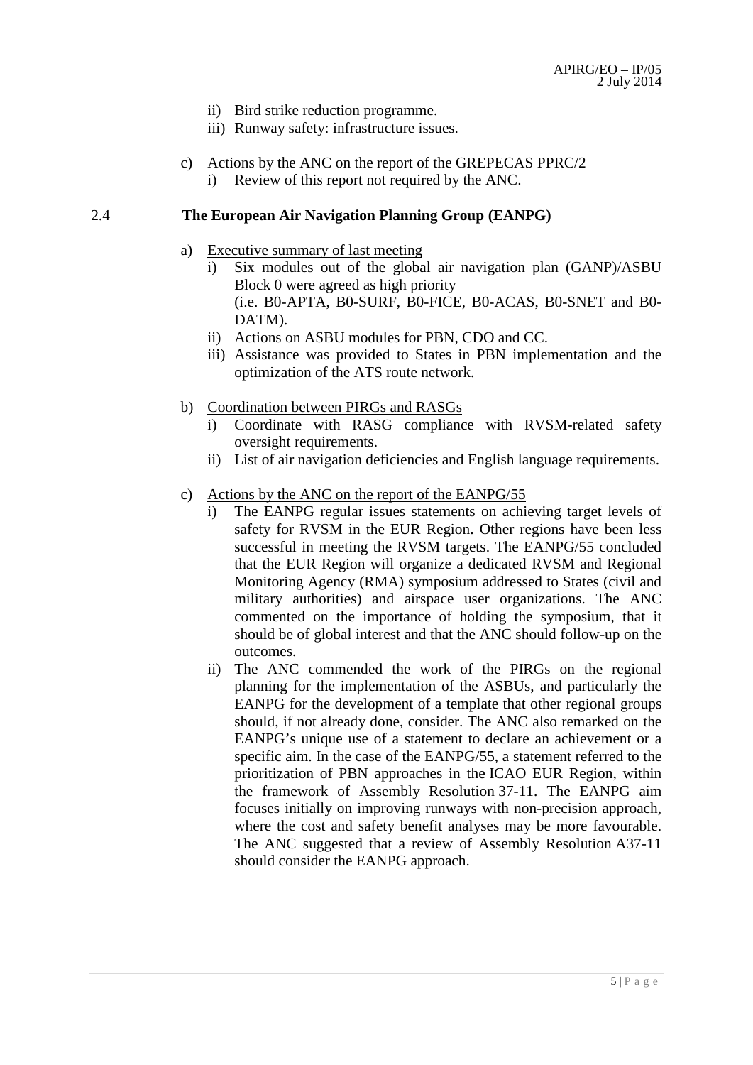ii) Bird strike reduction programme.
iii) Runway safety: infrastructure issues.

c) Actions by the ANC on the report of the GREPECAS PPRC/2
  i) Review of this report not required by the ANC.

## 2.4 The European Air Navigation Planning Group (EANPG)

a) Executive summary of last meeting
  i) Six modules out of the global air navigation plan (GANP)/ASBU Block 0 were agreed as high priority (i.e. B0-APTA, B0-SURF, B0-FICE, B0-ACAS, B0-SNET and B0-DATM).
  ii) Actions on ASBU modules for PBN, CDO and CC.
  iii) Assistance was provided to States in PBN implementation and the optimization of the ATS route network.

b) Coordination between PIRGs and RASGs
  i) Coordinate with RASG compliance with RVSM-related safety oversight requirements.
  ii) List of air navigation deficiencies and English language requirements.

c) Actions by the ANC on the report of the EANPG/55
  i) The EANPG regular issues statements on achieving target levels of safety for RVSM in the EUR Region. Other regions have been less successful in meeting the RVSM targets. The EANPG/55 concluded that the EUR Region will organize a dedicated RVSM and Regional Monitoring Agency (RMA) symposium addressed to States (civil and military authorities) and airspace user organizations. The ANC commented on the importance of holding the symposium, that it should be of global interest and that the ANC should follow-up on the outcomes.
  ii) The ANC commended the work of the PIRGs on the regional planning for the implementation of the ASBUs, and particularly the EANPG for the development of a template that other regional groups should, if not already done, consider. The ANC also remarked on the EANPG's unique use of a statement to declare an achievement or a specific aim. In the case of the EANPG/55, a statement referred to the prioritization of PBN approaches in the ICAO EUR Region, within the framework of Assembly Resolution 37-11. The EANPG aim focuses initially on improving runways with non-precision approach, where the cost and safety benefit analyses may be more favourable. The ANC suggested that a review of Assembly Resolution A37-11 should consider the EANPG approach.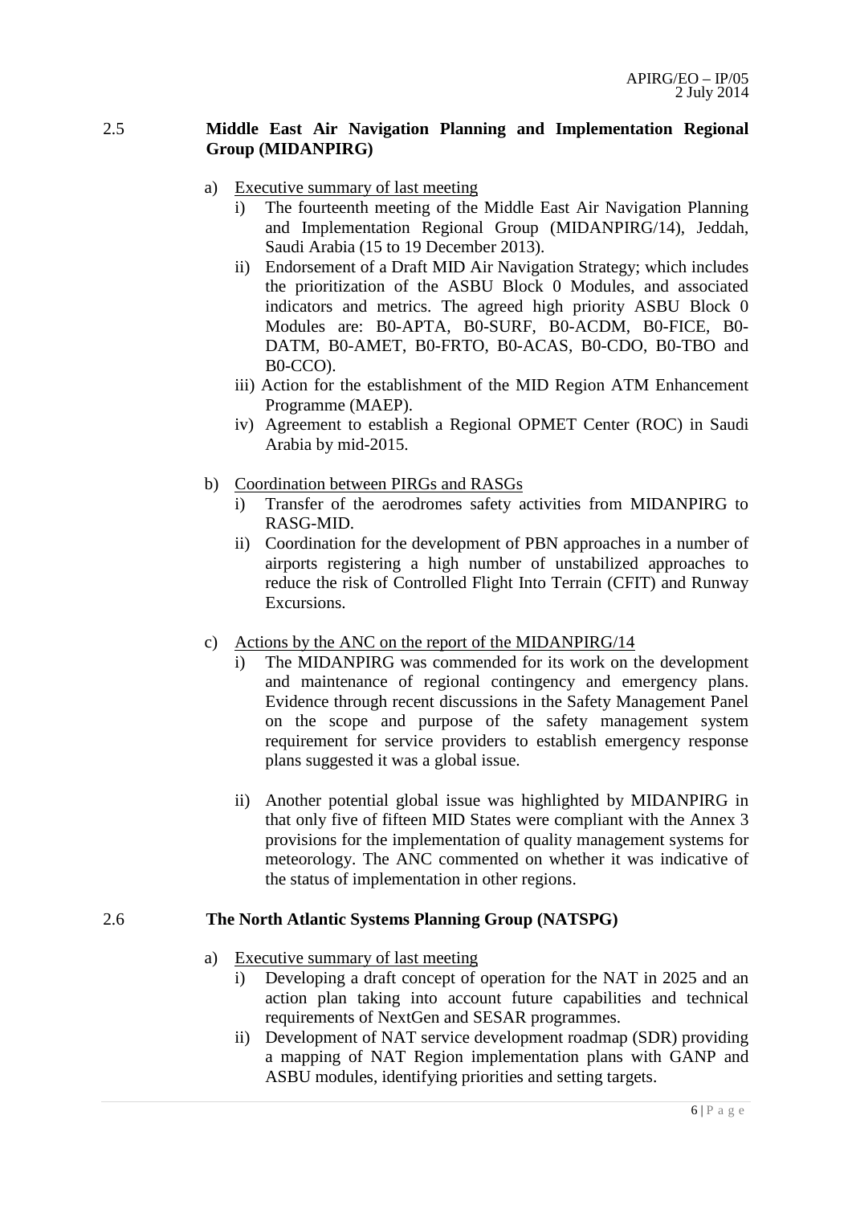**2.5 Middle East Air Navigation Planning and Implementation Regional Group (MIDANPIRG)**

a) Executive summary of last meeting

   i) The fourteenth meeting of the Middle East Air Navigation Planning and Implementation Regional Group (MIDANPIRG/14), Jeddah, Saudi Arabia (15 to 19 December 2013).

   ii) Endorsement of a Draft MID Air Navigation Strategy; which includes the prioritization of the ASBU Block 0 Modules, and associated indicators and metrics. The agreed high priority ASBU Block 0 Modules are: B0-APTA, B0-SURF, B0-ACDM, B0-FICE, B0-DATM, B0-AMET, B0-FRTO, B0-ACAS, B0-CDO, B0-TBO and B0-CCO).

   iii) Action for the establishment of the MID Region ATM Enhancement Programme (MAEP).

   iv) Agreement to establish a Regional OPMET Center (ROC) in Saudi Arabia by mid-2015.

b) Coordination between PIRGs and RASGs

   i) Transfer of the aerodromes safety activities from MIDANPIRG to RASG-MID.

   ii) Coordination for the development of PBN approaches in a number of airports registering a high number of unstabilized approaches to reduce the risk of Controlled Flight Into Terrain (CFIT) and Runway Excursions.

c) Actions by the ANC on the report of the MIDANPIRG/14

   i) The MIDANPIRG was commended for its work on the development and maintenance of regional contingency and emergency plans. Evidence through recent discussions in the Safety Management Panel on the scope and purpose of the safety management system requirement for service providers to establish emergency response plans suggested it was a global issue.

   ii) Another potential global issue was highlighted by MIDANPIRG in that only five of fifteen MID States were compliant with the Annex 3 provisions for the implementation of quality management systems for meteorology. The ANC commented on whether it was indicative of the status of implementation in other regions.

**2.6 The North Atlantic Systems Planning Group (NATSPG)**

a) Executive summary of last meeting

   i) Developing a draft concept of operation for the NAT in 2025 and an action plan taking into account future capabilities and technical requirements of NextGen and SESAR programmes.

   ii) Development of NAT service development roadmap (SDR) providing a mapping of NAT Region implementation plans with GANP and ASBU modules, identifying priorities and setting targets.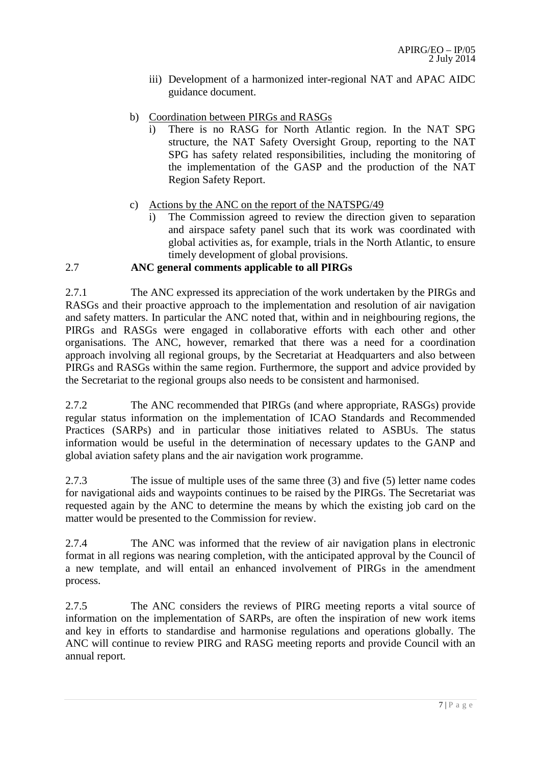iii) Development of a harmonized inter-regional NAT and APAC AIDC guidance document.

b) Coordination between PIRGs and RASGs

i) There is no RASG for North Atlantic region. In the NAT SPG structure, the NAT Safety Oversight Group, reporting to the NAT SPG has safety related responsibilities, including the monitoring of the implementation of the GASP and the production of the NAT Region Safety Report.

c) Actions by the ANC on the report of the NATSPG/49

i) The Commission agreed to review the direction given to separation and airspace safety panel such that its work was coordinated with global activities as, for example, trials in the North Atlantic, to ensure timely development of global provisions.

**2.7 ANC general comments applicable to all PIRGs**

2.7.1 The ANC expressed its appreciation of the work undertaken by the PIRGs and RASGs and their proactive approach to the implementation and resolution of air navigation and safety matters. In particular the ANC noted that, within and in neighbouring regions, the PIRGs and RASGs were engaged in collaborative efforts with each other and other organisations. The ANC, however, remarked that there was a need for a coordination approach involving all regional groups, by the Secretariat at Headquarters and also between PIRGs and RASGs within the same region. Furthermore, the support and advice provided by the Secretariat to the regional groups also needs to be consistent and harmonised.

2.7.2 The ANC recommended that PIRGs (and where appropriate, RASGs) provide regular status information on the implementation of ICAO Standards and Recommended Practices (SARPs) and in particular those initiatives related to ASBUs. The status information would be useful in the determination of necessary updates to the GANP and global aviation safety plans and the air navigation work programme.

2.7.3 The issue of multiple uses of the same three (3) and five (5) letter name codes for navigational aids and waypoints continues to be raised by the PIRGs. The Secretariat was requested again by the ANC to determine the means by which the existing job card on the matter would be presented to the Commission for review.

2.7.4 The ANC was informed that the review of air navigation plans in electronic format in all regions was nearing completion, with the anticipated approval by the Council of a new template, and will entail an enhanced involvement of PIRGs in the amendment process.

2.7.5 The ANC considers the reviews of PIRG meeting reports a vital source of information on the implementation of SARPs, are often the inspiration of new work items and key in efforts to standardise and harmonise regulations and operations globally. The ANC will continue to review PIRG and RASG meeting reports and provide Council with an annual report.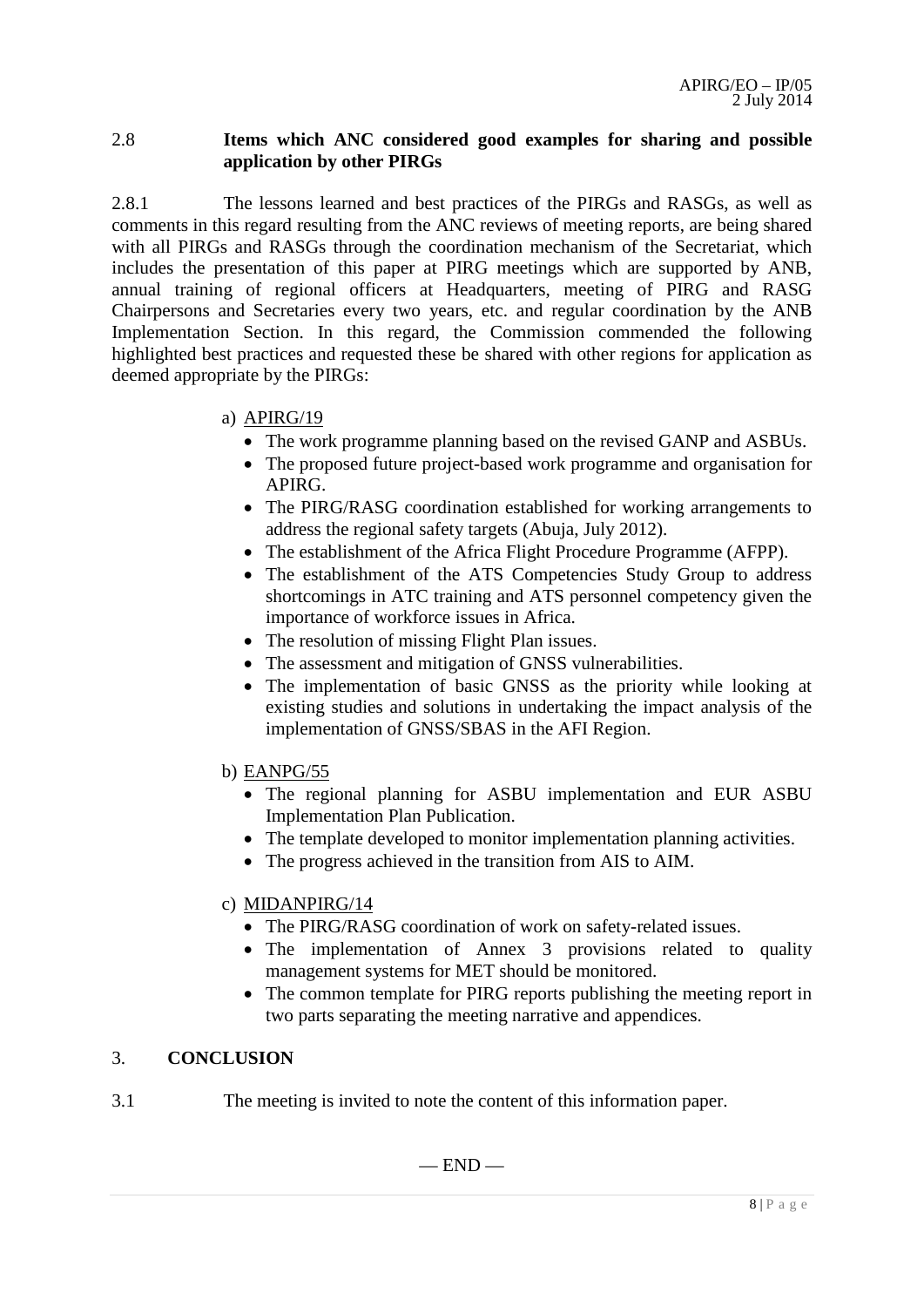### 2.8 Items which ANC considered good examples for sharing and possible application by other PIRGs

2.8.1 The lessons learned and best practices of the PIRGs and RASGs, as well as comments in this regard resulting from the ANC reviews of meeting reports, are being shared with all PIRGs and RASGs through the coordination mechanism of the Secretariat, which includes the presentation of this paper at PIRG meetings which are supported by ANB, annual training of regional officers at Headquarters, meeting of PIRG and RASG Chairpersons and Secretaries every two years, etc. and regular coordination by the ANB Implementation Section. In this regard, the Commission commended the following highlighted best practices and requested these be shared with other regions for application as deemed appropriate by the PIRGs:

a) APIRG/19
- The work programme planning based on the revised GANP and ASBUs.
- The proposed future project-based work programme and organisation for APIRG.
- The PIRG/RASG coordination established for working arrangements to address the regional safety targets (Abuja, July 2012).
- The establishment of the Africa Flight Procedure Programme (AFPP).
- The establishment of the ATS Competencies Study Group to address shortcomings in ATC training and ATS personnel competency given the importance of workforce issues in Africa.
- The resolution of missing Flight Plan issues.
- The assessment and mitigation of GNSS vulnerabilities.
- The implementation of basic GNSS as the priority while looking at existing studies and solutions in undertaking the impact analysis of the implementation of GNSS/SBAS in the AFI Region.

b) EANPG/55
- The regional planning for ASBU implementation and EUR ASBU Implementation Plan Publication.
- The template developed to monitor implementation planning activities.
- The progress achieved in the transition from AIS to AIM.

c) MIDANPIRG/14
- The PIRG/RASG coordination of work on safety-related issues.
- The implementation of Annex 3 provisions related to quality management systems for MET should be monitored.
- The common template for PIRG reports publishing the meeting report in two parts separating the meeting narrative and appendices.

## 3. CONCLUSION

3.1 The meeting is invited to note the content of this information paper.

— END —